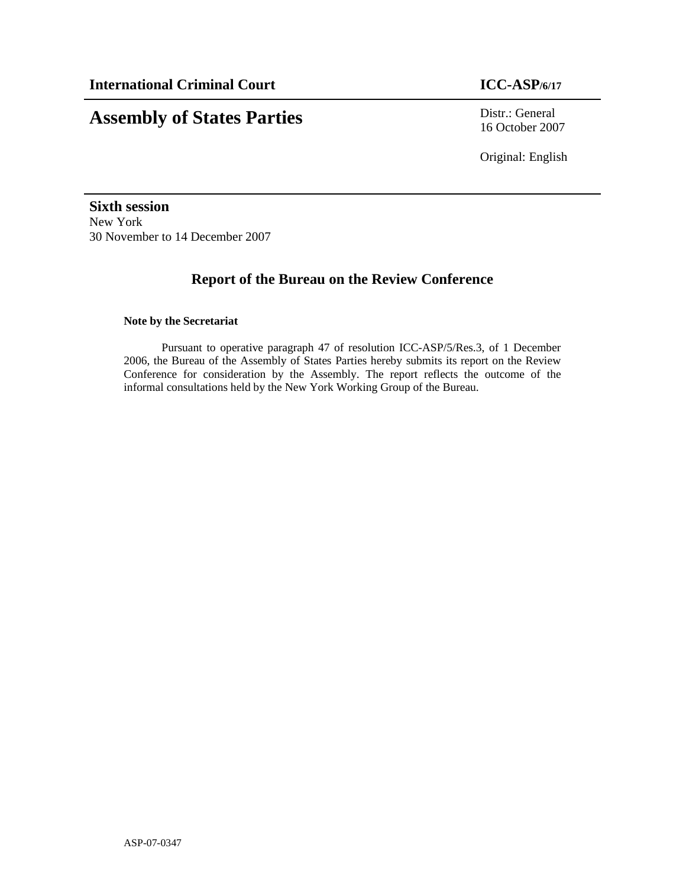**International Criminal Court** **ICC-ASP/6/17**

# Assembly of States Parties

Distr.: General
16 October 2007

Original: English

**Sixth session**
New York
30 November to 14 December 2007

## Report of the Bureau on the Review Conference

**Note by the Secretariat**

Pursuant to operative paragraph 47 of resolution ICC-ASP/5/Res.3, of 1 December 2006, the Bureau of the Assembly of States Parties hereby submits its report on the Review Conference for consideration by the Assembly. The report reflects the outcome of the informal consultations held by the New York Working Group of the Bureau.

ASP-07-0347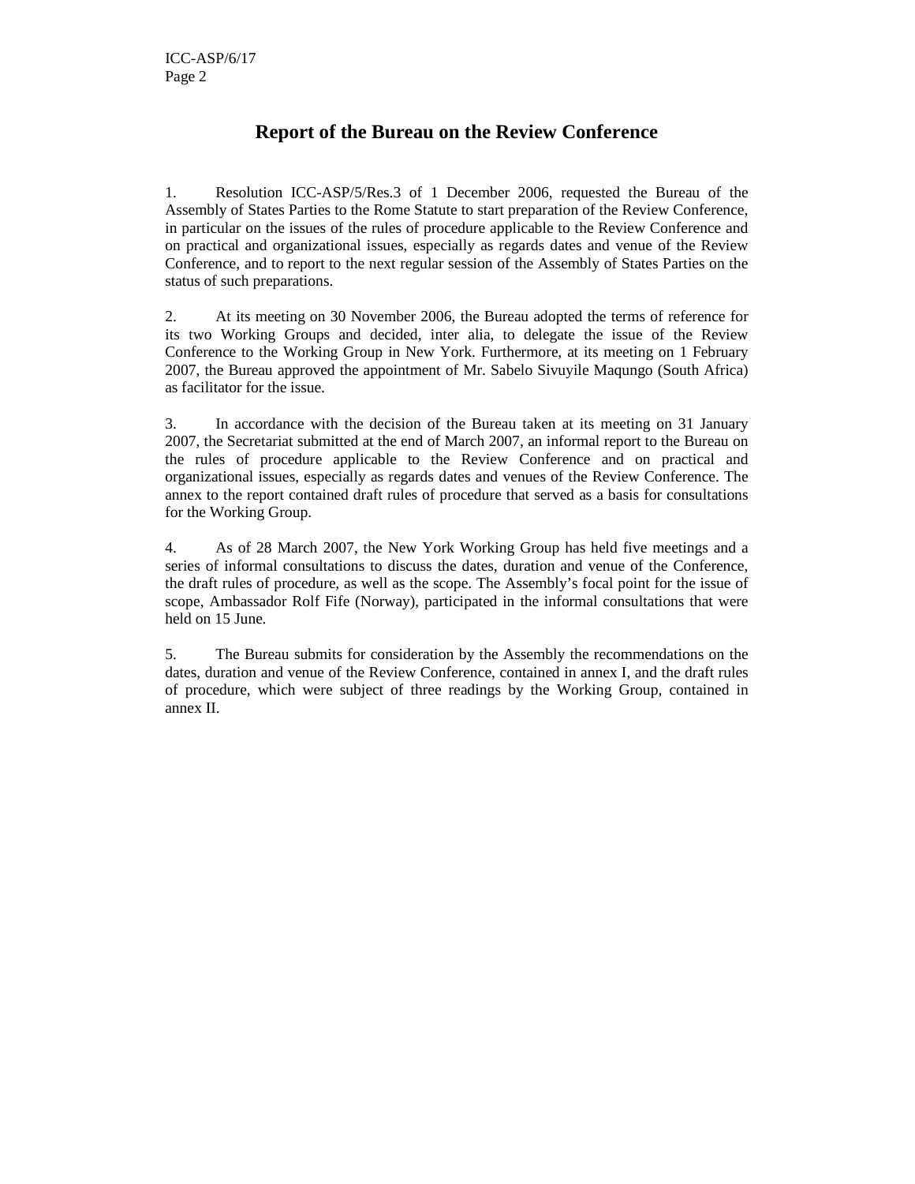# Report of the Bureau on the Review Conference

1. Resolution ICC-ASP/5/Res.3 of 1 December 2006, requested the Bureau of the Assembly of States Parties to the Rome Statute to start preparation of the Review Conference, in particular on the issues of the rules of procedure applicable to the Review Conference and on practical and organizational issues, especially as regards dates and venue of the Review Conference, and to report to the next regular session of the Assembly of States Parties on the status of such preparations.

2. At its meeting on 30 November 2006, the Bureau adopted the terms of reference for its two Working Groups and decided, inter alia, to delegate the issue of the Review Conference to the Working Group in New York. Furthermore, at its meeting on 1 February 2007, the Bureau approved the appointment of Mr. Sabelo Sivuyile Maqungo (South Africa) as facilitator for the issue.

3. In accordance with the decision of the Bureau taken at its meeting on 31 January 2007, the Secretariat submitted at the end of March 2007, an informal report to the Bureau on the rules of procedure applicable to the Review Conference and on practical and organizational issues, especially as regards dates and venues of the Review Conference. The annex to the report contained draft rules of procedure that served as a basis for consultations for the Working Group.

4. As of 28 March 2007, the New York Working Group has held five meetings and a series of informal consultations to discuss the dates, duration and venue of the Conference, the draft rules of procedure, as well as the scope. The Assembly's focal point for the issue of scope, Ambassador Rolf Fife (Norway), participated in the informal consultations that were held on 15 June.

5. The Bureau submits for consideration by the Assembly the recommendations on the dates, duration and venue of the Review Conference, contained in annex I, and the draft rules of procedure, which were subject of three readings by the Working Group, contained in annex II.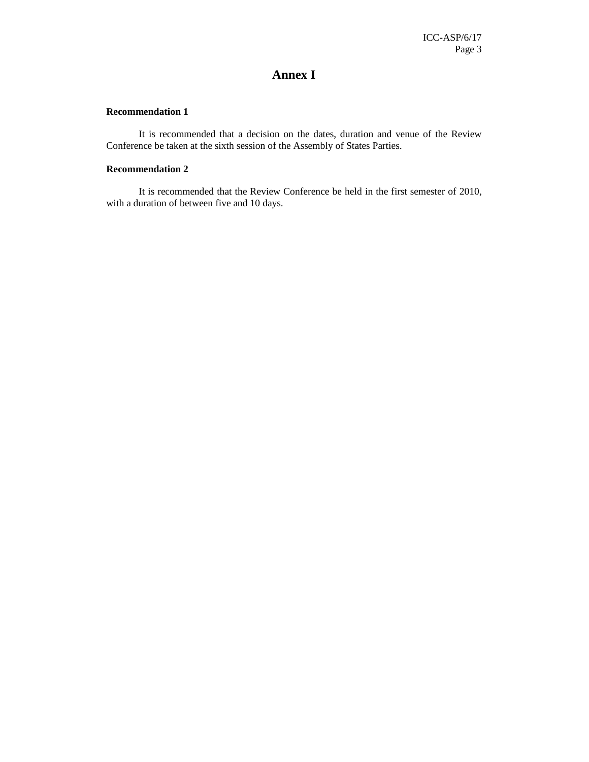# Annex I

**Recommendation 1**

It is recommended that a decision on the dates, duration and venue of the Review Conference be taken at the sixth session of the Assembly of States Parties.

**Recommendation 2**

It is recommended that the Review Conference be held in the first semester of 2010, with a duration of between five and 10 days.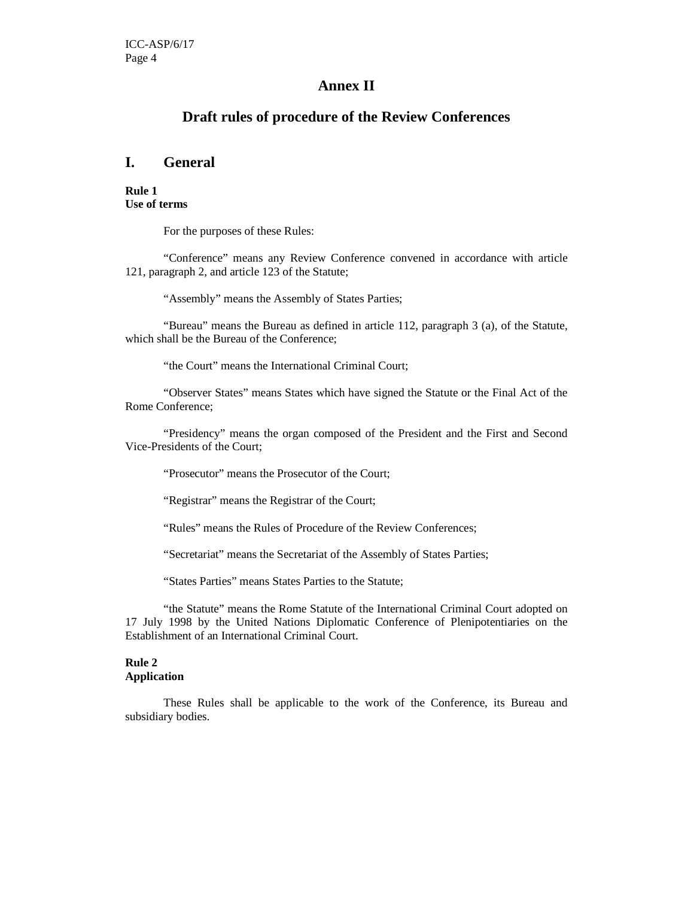# Annex II

# Draft rules of procedure of the Review Conferences

## I. General

**Rule 1**
**Use of terms**

For the purposes of these Rules:

“Conference” means any Review Conference convened in accordance with article 121, paragraph 2, and article 123 of the Statute;

“Assembly” means the Assembly of States Parties;

“Bureau” means the Bureau as defined in article 112, paragraph 3 (a), of the Statute, which shall be the Bureau of the Conference;

“the Court” means the International Criminal Court;

“Observer States” means States which have signed the Statute or the Final Act of the Rome Conference;

“Presidency” means the organ composed of the President and the First and Second Vice-Presidents of the Court;

“Prosecutor” means the Prosecutor of the Court;

“Registrar” means the Registrar of the Court;

“Rules” means the Rules of Procedure of the Review Conferences;

“Secretariat” means the Secretariat of the Assembly of States Parties;

“States Parties” means States Parties to the Statute;

“the Statute” means the Rome Statute of the International Criminal Court adopted on 17 July 1998 by the United Nations Diplomatic Conference of Plenipotentiaries on the Establishment of an International Criminal Court.

**Rule 2**
**Application**

These Rules shall be applicable to the work of the Conference, its Bureau and subsidiary bodies.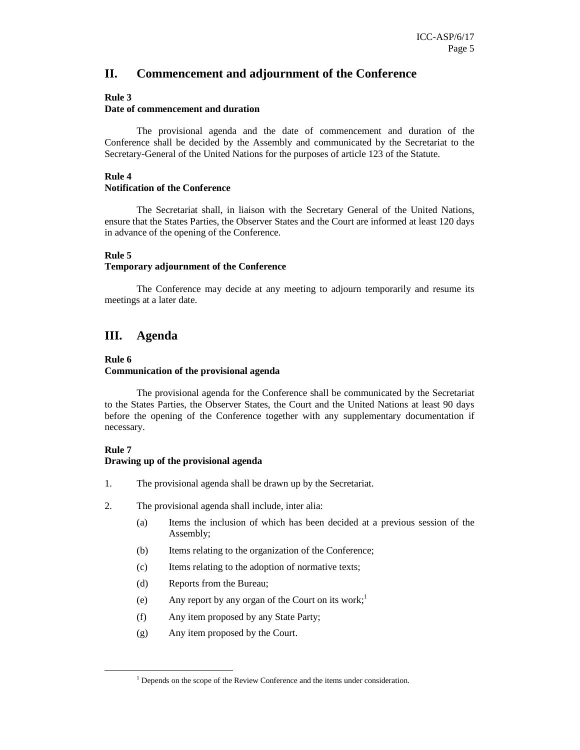## II. Commencement and adjournment of the Conference

**Rule 3**
**Date of commencement and duration**

The provisional agenda and the date of commencement and duration of the Conference shall be decided by the Assembly and communicated by the Secretariat to the Secretary-General of the United Nations for the purposes of article 123 of the Statute.

**Rule 4**
**Notification of the Conference**

The Secretariat shall, in liaison with the Secretary General of the United Nations, ensure that the States Parties, the Observer States and the Court are informed at least 120 days in advance of the opening of the Conference.

**Rule 5**
**Temporary adjournment of the Conference**

The Conference may decide at any meeting to adjourn temporarily and resume its meetings at a later date.

## III. Agenda

**Rule 6**
**Communication of the provisional agenda**

The provisional agenda for the Conference shall be communicated by the Secretariat to the States Parties, the Observer States, the Court and the United Nations at least 90 days before the opening of the Conference together with any supplementary documentation if necessary.

**Rule 7**
**Drawing up of the provisional agenda**

1. The provisional agenda shall be drawn up by the Secretariat.

2. The provisional agenda shall include, inter alia:

    (a) Items the inclusion of which has been decided at a previous session of the Assembly;

    (b) Items relating to the organization of the Conference;

    (c) Items relating to the adoption of normative texts;

    (d) Reports from the Bureau;

    (e) Any report by any organ of the Court on its work;[1]

    (f) Any item proposed by any State Party;

    (g) Any item proposed by the Court.

[1] Depends on the scope of the Review Conference and the items under consideration.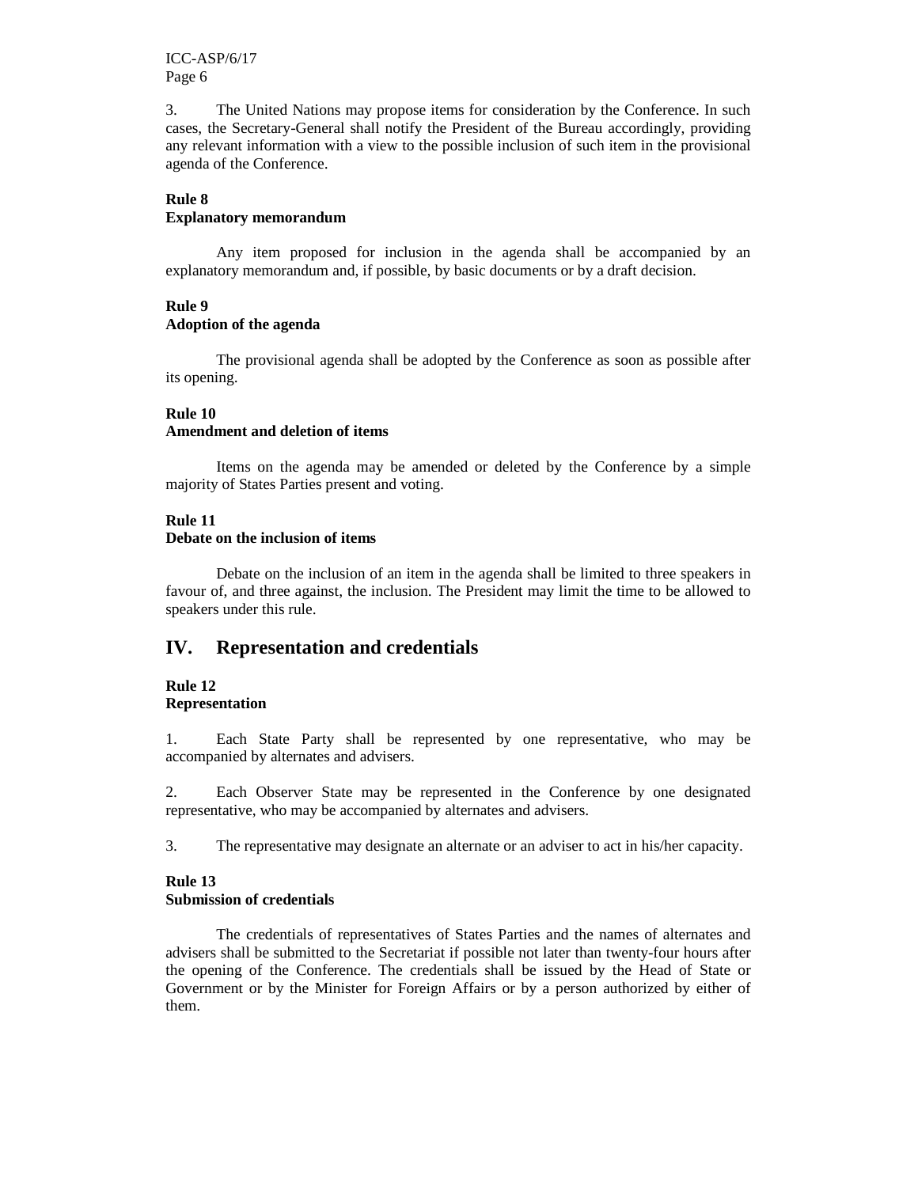3. The United Nations may propose items for consideration by the Conference. In such cases, the Secretary-General shall notify the President of the Bureau accordingly, providing any relevant information with a view to the possible inclusion of such item in the provisional agenda of the Conference.

**Rule 8**
**Explanatory memorandum**

Any item proposed for inclusion in the agenda shall be accompanied by an explanatory memorandum and, if possible, by basic documents or by a draft decision.

**Rule 9**
**Adoption of the agenda**

The provisional agenda shall be adopted by the Conference as soon as possible after its opening.

**Rule 10**
**Amendment and deletion of items**

Items on the agenda may be amended or deleted by the Conference by a simple majority of States Parties present and voting.

**Rule 11**
**Debate on the inclusion of items**

Debate on the inclusion of an item in the agenda shall be limited to three speakers in favour of, and three against, the inclusion. The President may limit the time to be allowed to speakers under this rule.

## IV. Representation and credentials

**Rule 12**
**Representation**

1. Each State Party shall be represented by one representative, who may be accompanied by alternates and advisers.

2. Each Observer State may be represented in the Conference by one designated representative, who may be accompanied by alternates and advisers.

3. The representative may designate an alternate or an adviser to act in his/her capacity.

**Rule 13**
**Submission of credentials**

The credentials of representatives of States Parties and the names of alternates and advisers shall be submitted to the Secretariat if possible not later than twenty-four hours after the opening of the Conference. The credentials shall be issued by the Head of State or Government or by the Minister for Foreign Affairs or by a person authorized by either of them.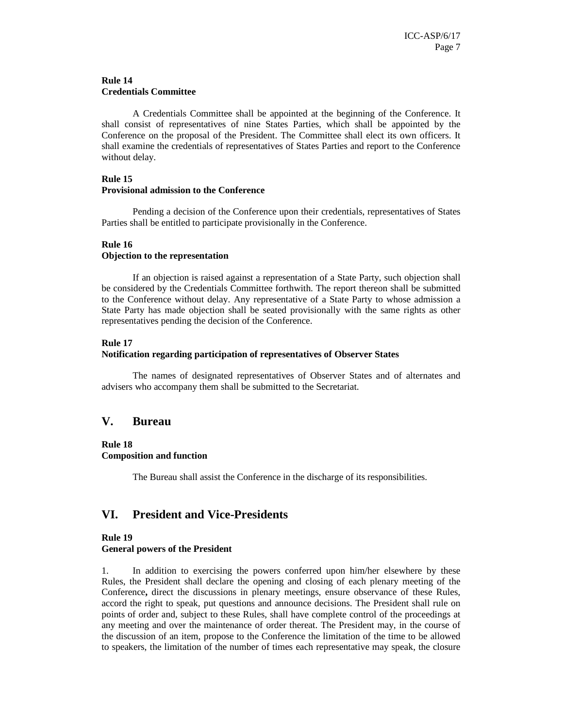**Rule 14**
**Credentials Committee**

A Credentials Committee shall be appointed at the beginning of the Conference. It shall consist of representatives of nine States Parties, which shall be appointed by the Conference on the proposal of the President. The Committee shall elect its own officers. It shall examine the credentials of representatives of States Parties and report to the Conference without delay.

**Rule 15**
**Provisional admission to the Conference**

Pending a decision of the Conference upon their credentials, representatives of States Parties shall be entitled to participate provisionally in the Conference.

**Rule 16**
**Objection to the representation**

If an objection is raised against a representation of a State Party, such objection shall be considered by the Credentials Committee forthwith. The report thereon shall be submitted to the Conference without delay. Any representative of a State Party to whose admission a State Party has made objection shall be seated provisionally with the same rights as other representatives pending the decision of the Conference.

**Rule 17**
**Notification regarding participation of representatives of Observer States**

The names of designated representatives of Observer States and of alternates and advisers who accompany them shall be submitted to the Secretariat.

## V. Bureau

**Rule 18**
**Composition and function**

The Bureau shall assist the Conference in the discharge of its responsibilities.

## VI. President and Vice-Presidents

**Rule 19**
**General powers of the President**

1. In addition to exercising the powers conferred upon him/her elsewhere by these Rules, the President shall declare the opening and closing of each plenary meeting of the Conference**,** direct the discussions in plenary meetings, ensure observance of these Rules, accord the right to speak, put questions and announce decisions. The President shall rule on points of order and, subject to these Rules, shall have complete control of the proceedings at any meeting and over the maintenance of order thereat. The President may, in the course of the discussion of an item, propose to the Conference the limitation of the time to be allowed to speakers, the limitation of the number of times each representative may speak, the closure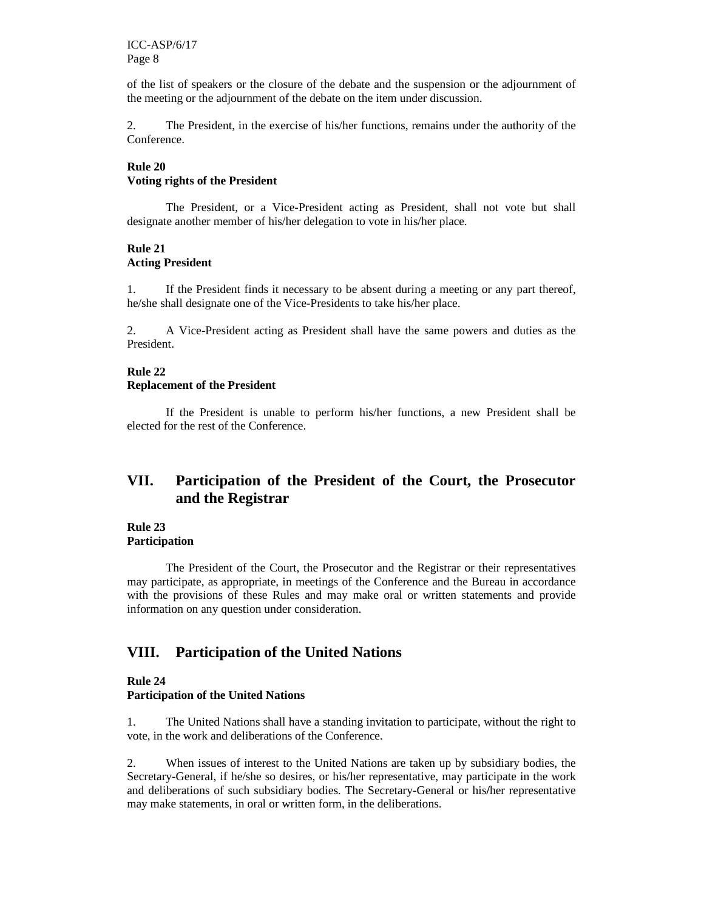of the list of speakers or the closure of the debate and the suspension or the adjournment of the meeting or the adjournment of the debate on the item under discussion.

2. The President, in the exercise of his/her functions, remains under the authority of the Conference.

**Rule 20**
**Voting rights of the President**

The President, or a Vice-President acting as President, shall not vote but shall designate another member of his/her delegation to vote in his/her place.

**Rule 21**
**Acting President**

1. If the President finds it necessary to be absent during a meeting or any part thereof, he/she shall designate one of the Vice-Presidents to take his/her place.

2. A Vice-President acting as President shall have the same powers and duties as the President.

**Rule 22**
**Replacement of the President**

If the President is unable to perform his/her functions, a new President shall be elected for the rest of the Conference.

## VII. Participation of the President of the Court, the Prosecutor and the Registrar

**Rule 23**
**Participation**

The President of the Court, the Prosecutor and the Registrar or their representatives may participate, as appropriate, in meetings of the Conference and the Bureau in accordance with the provisions of these Rules and may make oral or written statements and provide information on any question under consideration.

## VIII. Participation of the United Nations

**Rule 24**
**Participation of the United Nations**

1. The United Nations shall have a standing invitation to participate, without the right to vote, in the work and deliberations of the Conference.

2. When issues of interest to the United Nations are taken up by subsidiary bodies, the Secretary-General, if he/she so desires, or his/her representative, may participate in the work and deliberations of such subsidiary bodies. The Secretary-General or his/her representative may make statements, in oral or written form, in the deliberations.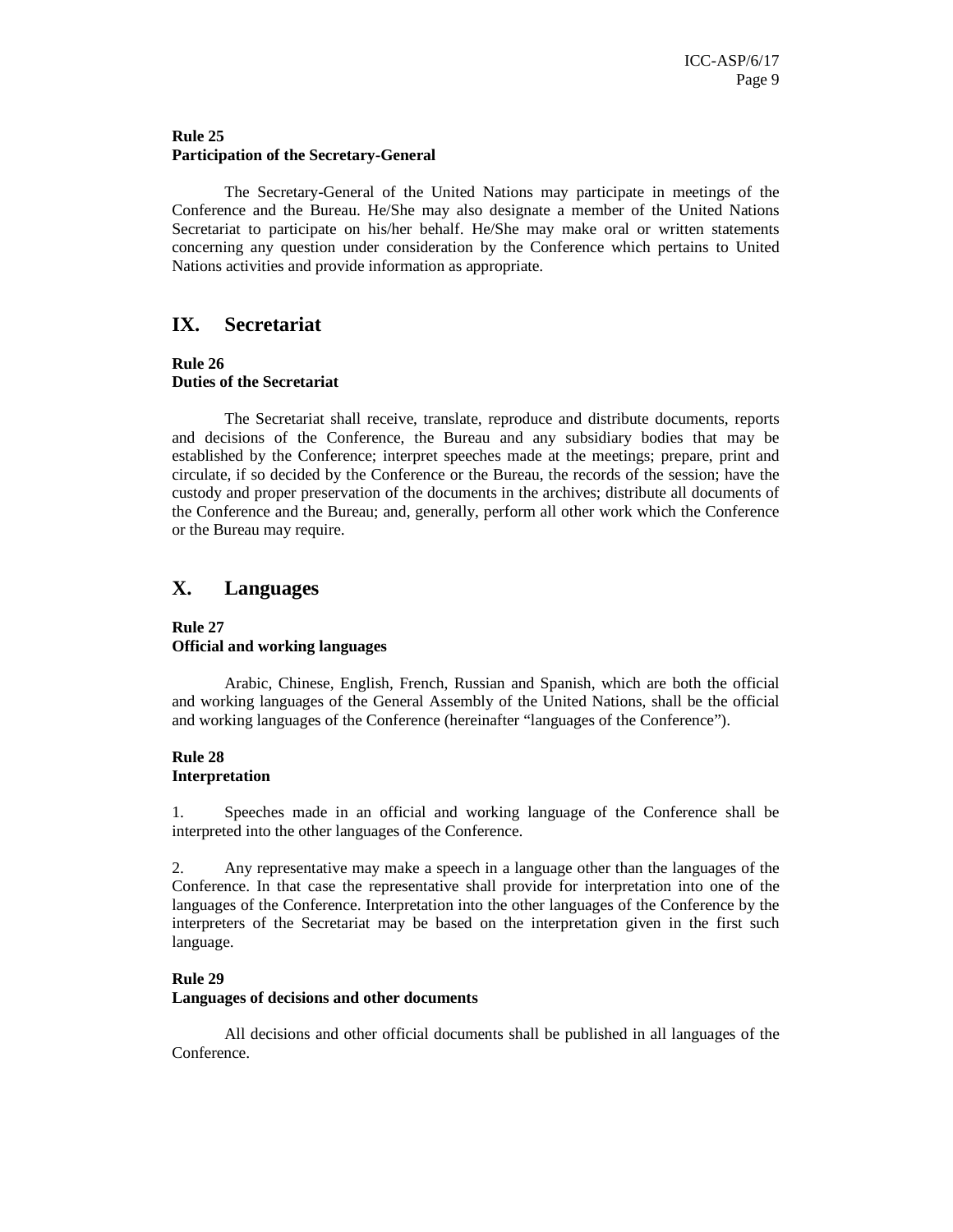**Rule 25**
**Participation of the Secretary-General**

The Secretary-General of the United Nations may participate in meetings of the Conference and the Bureau. He/She may also designate a member of the United Nations Secretariat to participate on his/her behalf. He/She may make oral or written statements concerning any question under consideration by the Conference which pertains to United Nations activities and provide information as appropriate.

## IX. Secretariat

**Rule 26**
**Duties of the Secretariat**

The Secretariat shall receive, translate, reproduce and distribute documents, reports and decisions of the Conference, the Bureau and any subsidiary bodies that may be established by the Conference; interpret speeches made at the meetings; prepare, print and circulate, if so decided by the Conference or the Bureau, the records of the session; have the custody and proper preservation of the documents in the archives; distribute all documents of the Conference and the Bureau; and, generally, perform all other work which the Conference or the Bureau may require.

## X. Languages

**Rule 27**
**Official and working languages**

Arabic, Chinese, English, French, Russian and Spanish, which are both the official and working languages of the General Assembly of the United Nations, shall be the official and working languages of the Conference (hereinafter "languages of the Conference").

**Rule 28**
**Interpretation**

1. Speeches made in an official and working language of the Conference shall be interpreted into the other languages of the Conference.

2. Any representative may make a speech in a language other than the languages of the Conference. In that case the representative shall provide for interpretation into one of the languages of the Conference. Interpretation into the other languages of the Conference by the interpreters of the Secretariat may be based on the interpretation given in the first such language.

**Rule 29**
**Languages of decisions and other documents**

All decisions and other official documents shall be published in all languages of the Conference.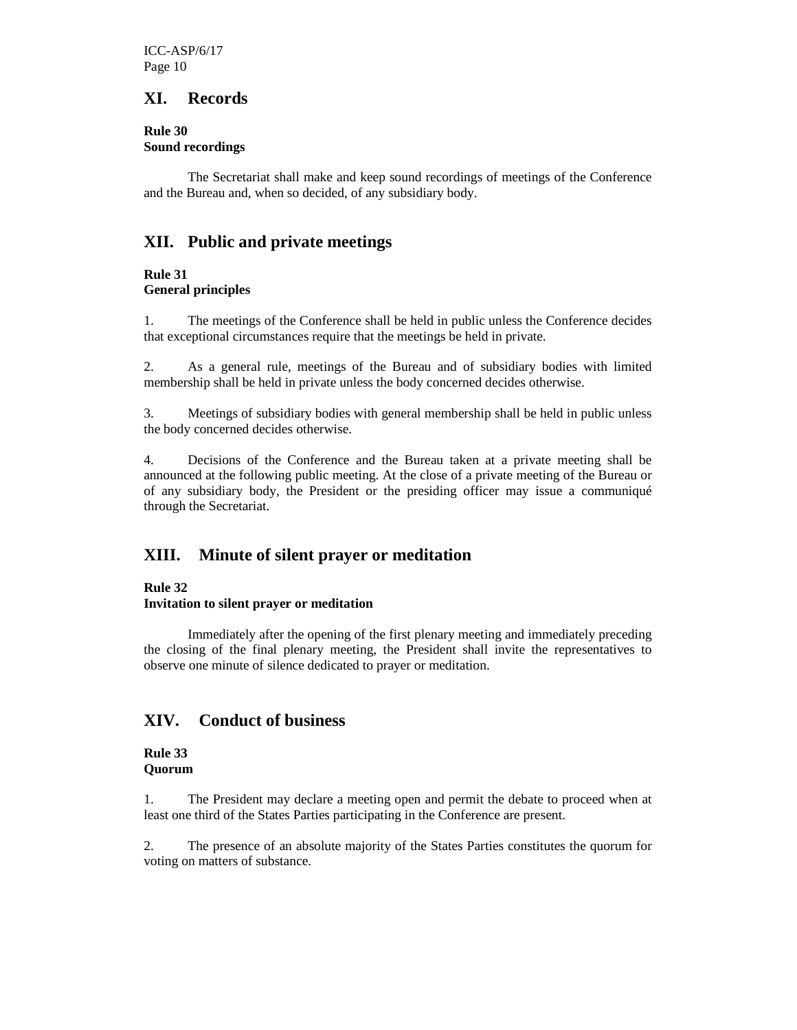## XI. Records

**Rule 30**
**Sound recordings**

The Secretariat shall make and keep sound recordings of meetings of the Conference and the Bureau and, when so decided, of any subsidiary body.

## XII. Public and private meetings

**Rule 31**
**General principles**

1. The meetings of the Conference shall be held in public unless the Conference decides that exceptional circumstances require that the meetings be held in private.

2. As a general rule, meetings of the Bureau and of subsidiary bodies with limited membership shall be held in private unless the body concerned decides otherwise.

3. Meetings of subsidiary bodies with general membership shall be held in public unless the body concerned decides otherwise.

4. Decisions of the Conference and the Bureau taken at a private meeting shall be announced at the following public meeting. At the close of a private meeting of the Bureau or of any subsidiary body, the President or the presiding officer may issue a communiqué through the Secretariat.

## XIII. Minute of silent prayer or meditation

**Rule 32**
**Invitation to silent prayer or meditation**

Immediately after the opening of the first plenary meeting and immediately preceding the closing of the final plenary meeting, the President shall invite the representatives to observe one minute of silence dedicated to prayer or meditation.

## XIV. Conduct of business

**Rule 33**
**Quorum**

1. The President may declare a meeting open and permit the debate to proceed when at least one third of the States Parties participating in the Conference are present.

2. The presence of an absolute majority of the States Parties constitutes the quorum for voting on matters of substance.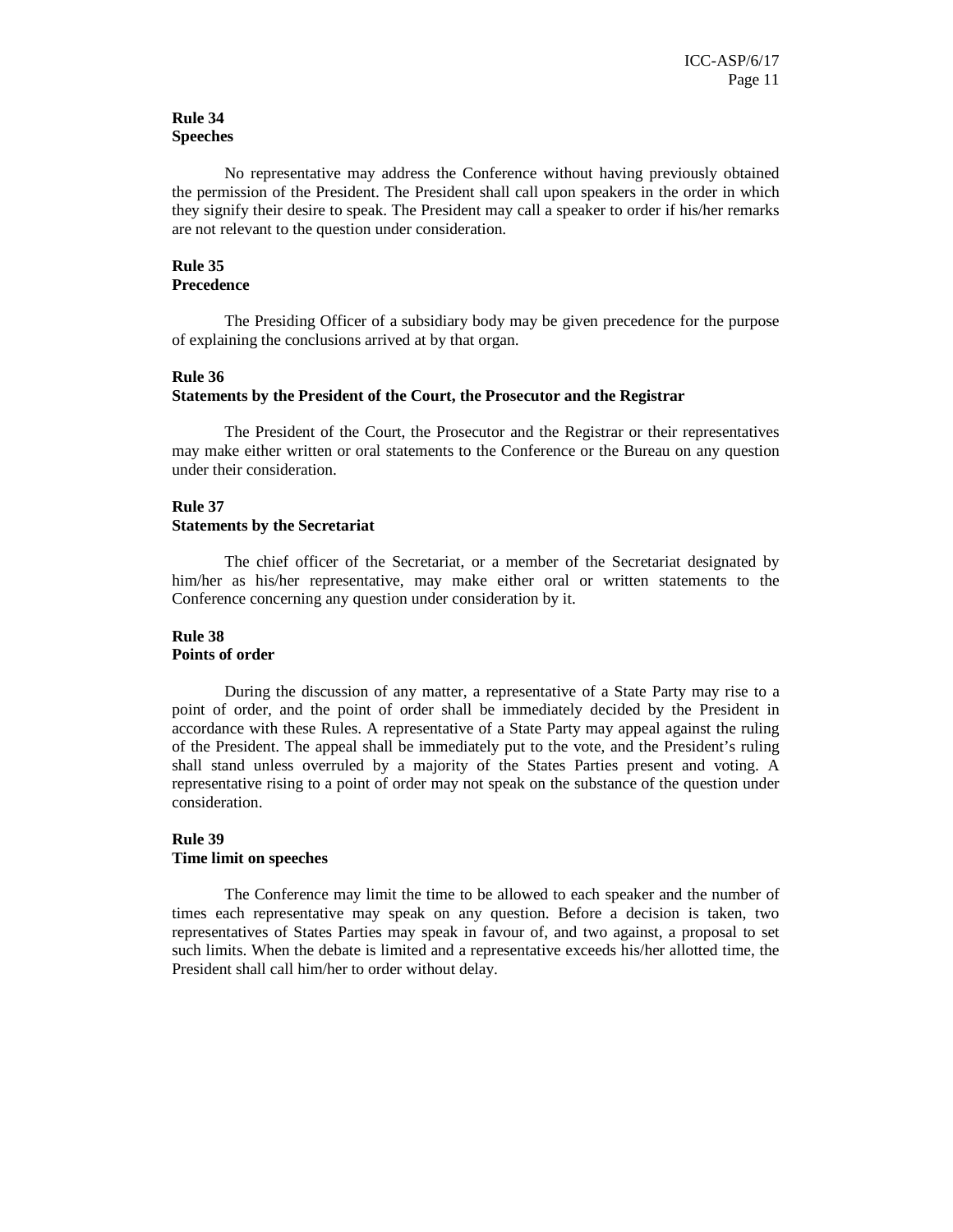**Rule 34**
**Speeches**

No representative may address the Conference without having previously obtained the permission of the President. The President shall call upon speakers in the order in which they signify their desire to speak. The President may call a speaker to order if his/her remarks are not relevant to the question under consideration.

**Rule 35**
**Precedence**

The Presiding Officer of a subsidiary body may be given precedence for the purpose of explaining the conclusions arrived at by that organ.

**Rule 36**
**Statements by the President of the Court, the Prosecutor and the Registrar**

The President of the Court, the Prosecutor and the Registrar or their representatives may make either written or oral statements to the Conference or the Bureau on any question under their consideration.

**Rule 37**
**Statements by the Secretariat**

The chief officer of the Secretariat, or a member of the Secretariat designated by him/her as his/her representative, may make either oral or written statements to the Conference concerning any question under consideration by it.

**Rule 38**
**Points of order**

During the discussion of any matter, a representative of a State Party may rise to a point of order, and the point of order shall be immediately decided by the President in accordance with these Rules. A representative of a State Party may appeal against the ruling of the President. The appeal shall be immediately put to the vote, and the President's ruling shall stand unless overruled by a majority of the States Parties present and voting. A representative rising to a point of order may not speak on the substance of the question under consideration.

**Rule 39**
**Time limit on speeches**

The Conference may limit the time to be allowed to each speaker and the number of times each representative may speak on any question. Before a decision is taken, two representatives of States Parties may speak in favour of, and two against, a proposal to set such limits. When the debate is limited and a representative exceeds his/her allotted time, the President shall call him/her to order without delay.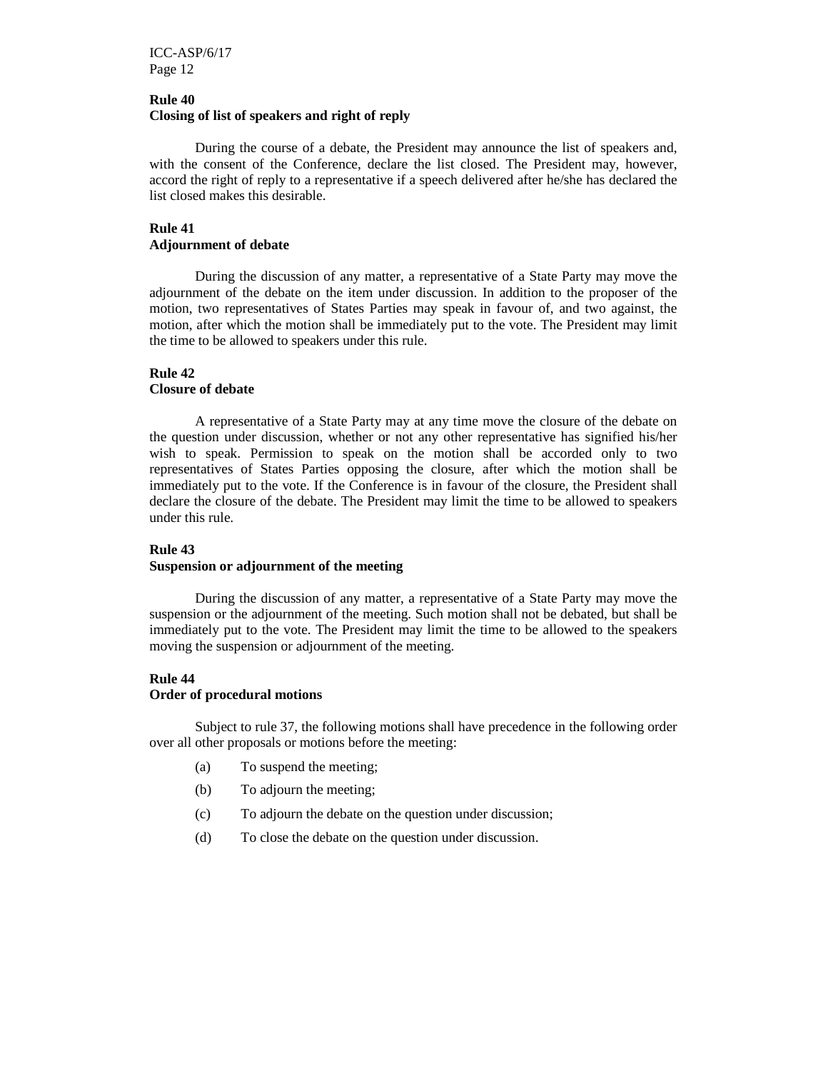### Rule 40
### Closing of list of speakers and right of reply

During the course of a debate, the President may announce the list of speakers and, with the consent of the Conference, declare the list closed. The President may, however, accord the right of reply to a representative if a speech delivered after he/she has declared the list closed makes this desirable.

### Rule 41
### Adjournment of debate

During the discussion of any matter, a representative of a State Party may move the adjournment of the debate on the item under discussion. In addition to the proposer of the motion, two representatives of States Parties may speak in favour of, and two against, the motion, after which the motion shall be immediately put to the vote. The President may limit the time to be allowed to speakers under this rule.

### Rule 42
### Closure of debate

A representative of a State Party may at any time move the closure of the debate on the question under discussion, whether or not any other representative has signified his/her wish to speak. Permission to speak on the motion shall be accorded only to two representatives of States Parties opposing the closure, after which the motion shall be immediately put to the vote. If the Conference is in favour of the closure, the President shall declare the closure of the debate. The President may limit the time to be allowed to speakers under this rule.

### Rule 43
### Suspension or adjournment of the meeting

During the discussion of any matter, a representative of a State Party may move the suspension or the adjournment of the meeting. Such motion shall not be debated, but shall be immediately put to the vote. The President may limit the time to be allowed to the speakers moving the suspension or adjournment of the meeting.

### Rule 44
### Order of procedural motions

Subject to rule 37, the following motions shall have precedence in the following order over all other proposals or motions before the meeting:

(a) To suspend the meeting;

(b) To adjourn the meeting;

(c) To adjourn the debate on the question under discussion;

(d) To close the debate on the question under discussion.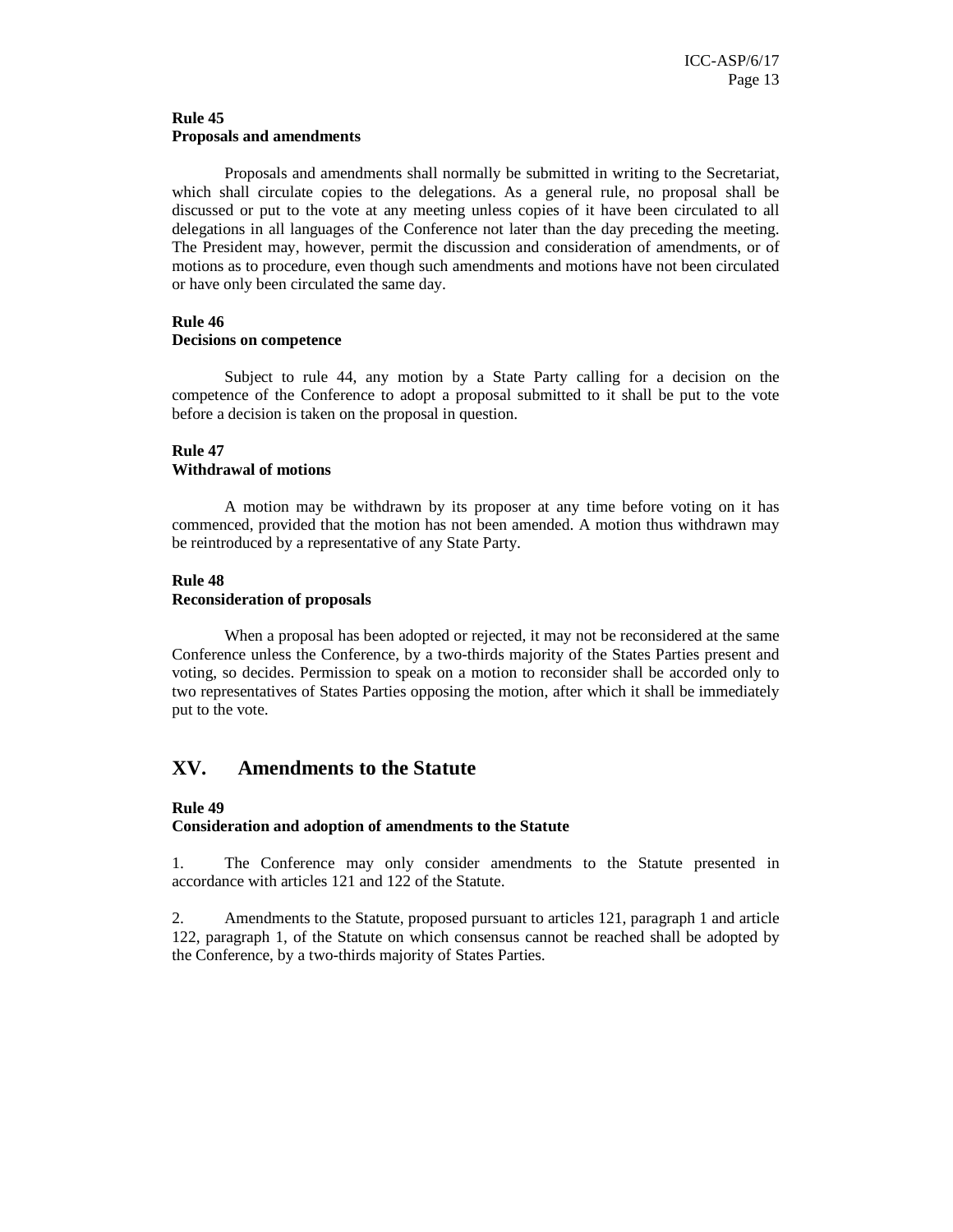**Rule 45**
**Proposals and amendments**

Proposals and amendments shall normally be submitted in writing to the Secretariat, which shall circulate copies to the delegations. As a general rule, no proposal shall be discussed or put to the vote at any meeting unless copies of it have been circulated to all delegations in all languages of the Conference not later than the day preceding the meeting. The President may, however, permit the discussion and consideration of amendments, or of motions as to procedure, even though such amendments and motions have not been circulated or have only been circulated the same day.

**Rule 46**
**Decisions on competence**

Subject to rule 44, any motion by a State Party calling for a decision on the competence of the Conference to adopt a proposal submitted to it shall be put to the vote before a decision is taken on the proposal in question.

**Rule 47**
**Withdrawal of motions**

A motion may be withdrawn by its proposer at any time before voting on it has commenced, provided that the motion has not been amended. A motion thus withdrawn may be reintroduced by a representative of any State Party.

**Rule 48**
**Reconsideration of proposals**

When a proposal has been adopted or rejected, it may not be reconsidered at the same Conference unless the Conference, by a two-thirds majority of the States Parties present and voting, so decides. Permission to speak on a motion to reconsider shall be accorded only to two representatives of States Parties opposing the motion, after which it shall be immediately put to the vote.

## XV. Amendments to the Statute

**Rule 49**
**Consideration and adoption of amendments to the Statute**

1. The Conference may only consider amendments to the Statute presented in accordance with articles 121 and 122 of the Statute.

2. Amendments to the Statute, proposed pursuant to articles 121, paragraph 1 and article 122, paragraph 1, of the Statute on which consensus cannot be reached shall be adopted by the Conference, by a two-thirds majority of States Parties.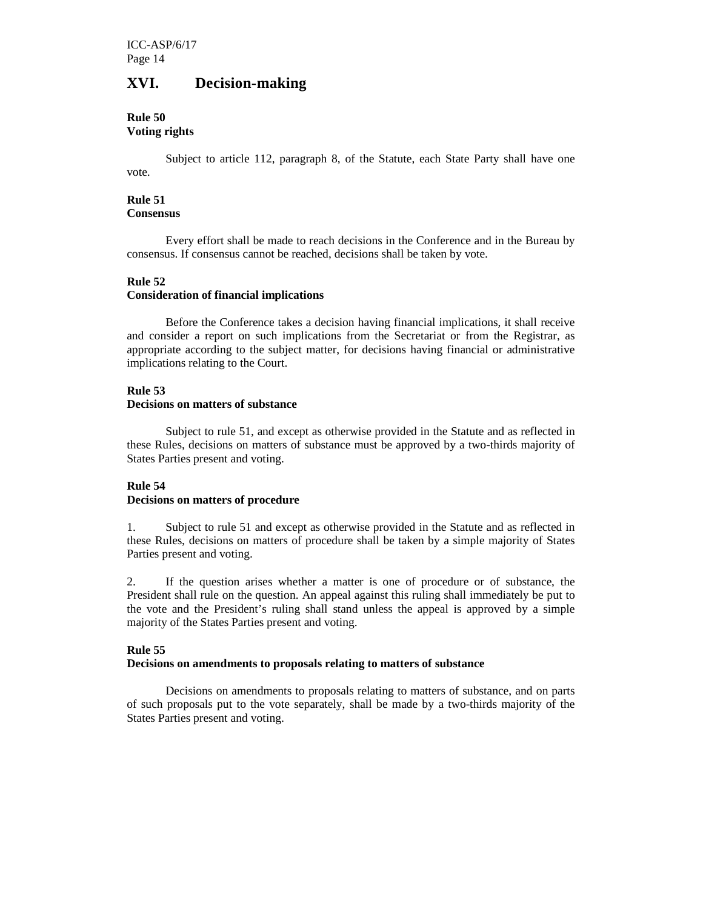## XVI. Decision-making

**Rule 50**
**Voting rights**

Subject to article 112, paragraph 8, of the Statute, each State Party shall have one vote.

**Rule 51**
**Consensus**

Every effort shall be made to reach decisions in the Conference and in the Bureau by consensus. If consensus cannot be reached, decisions shall be taken by vote.

**Rule 52**
**Consideration of financial implications**

Before the Conference takes a decision having financial implications, it shall receive and consider a report on such implications from the Secretariat or from the Registrar, as appropriate according to the subject matter, for decisions having financial or administrative implications relating to the Court.

**Rule 53**
**Decisions on matters of substance**

Subject to rule 51, and except as otherwise provided in the Statute and as reflected in these Rules, decisions on matters of substance must be approved by a two-thirds majority of States Parties present and voting.

**Rule 54**
**Decisions on matters of procedure**

1. Subject to rule 51 and except as otherwise provided in the Statute and as reflected in these Rules, decisions on matters of procedure shall be taken by a simple majority of States Parties present and voting.

2. If the question arises whether a matter is one of procedure or of substance, the President shall rule on the question. An appeal against this ruling shall immediately be put to the vote and the President's ruling shall stand unless the appeal is approved by a simple majority of the States Parties present and voting.

**Rule 55**
**Decisions on amendments to proposals relating to matters of substance**

Decisions on amendments to proposals relating to matters of substance, and on parts of such proposals put to the vote separately, shall be made by a two-thirds majority of the States Parties present and voting.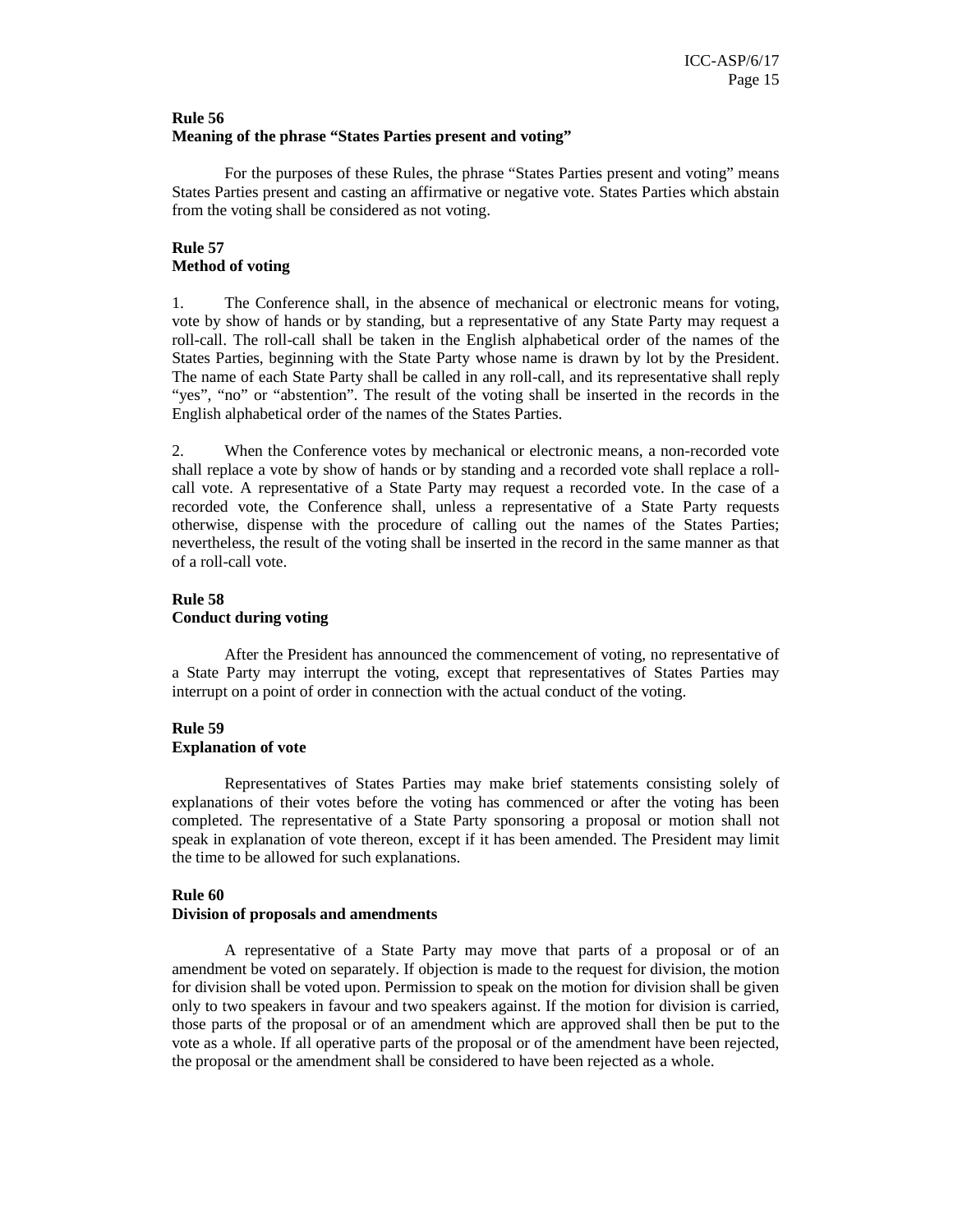**Rule 56**
**Meaning of the phrase "States Parties present and voting"**

For the purposes of these Rules, the phrase "States Parties present and voting" means States Parties present and casting an affirmative or negative vote. States Parties which abstain from the voting shall be considered as not voting.

**Rule 57**
**Method of voting**

1. The Conference shall, in the absence of mechanical or electronic means for voting, vote by show of hands or by standing, but a representative of any State Party may request a roll-call. The roll-call shall be taken in the English alphabetical order of the names of the States Parties, beginning with the State Party whose name is drawn by lot by the President. The name of each State Party shall be called in any roll-call, and its representative shall reply "yes", "no" or "abstention". The result of the voting shall be inserted in the records in the English alphabetical order of the names of the States Parties.

2. When the Conference votes by mechanical or electronic means, a non-recorded vote shall replace a vote by show of hands or by standing and a recorded vote shall replace a roll-call vote. A representative of a State Party may request a recorded vote. In the case of a recorded vote, the Conference shall, unless a representative of a State Party requests otherwise, dispense with the procedure of calling out the names of the States Parties; nevertheless, the result of the voting shall be inserted in the record in the same manner as that of a roll-call vote.

**Rule 58**
**Conduct during voting**

After the President has announced the commencement of voting, no representative of a State Party may interrupt the voting, except that representatives of States Parties may interrupt on a point of order in connection with the actual conduct of the voting.

**Rule 59**
**Explanation of vote**

Representatives of States Parties may make brief statements consisting solely of explanations of their votes before the voting has commenced or after the voting has been completed. The representative of a State Party sponsoring a proposal or motion shall not speak in explanation of vote thereon, except if it has been amended. The President may limit the time to be allowed for such explanations.

**Rule 60**
**Division of proposals and amendments**

A representative of a State Party may move that parts of a proposal or of an amendment be voted on separately. If objection is made to the request for division, the motion for division shall be voted upon. Permission to speak on the motion for division shall be given only to two speakers in favour and two speakers against. If the motion for division is carried, those parts of the proposal or of an amendment which are approved shall then be put to the vote as a whole. If all operative parts of the proposal or of the amendment have been rejected, the proposal or the amendment shall be considered to have been rejected as a whole.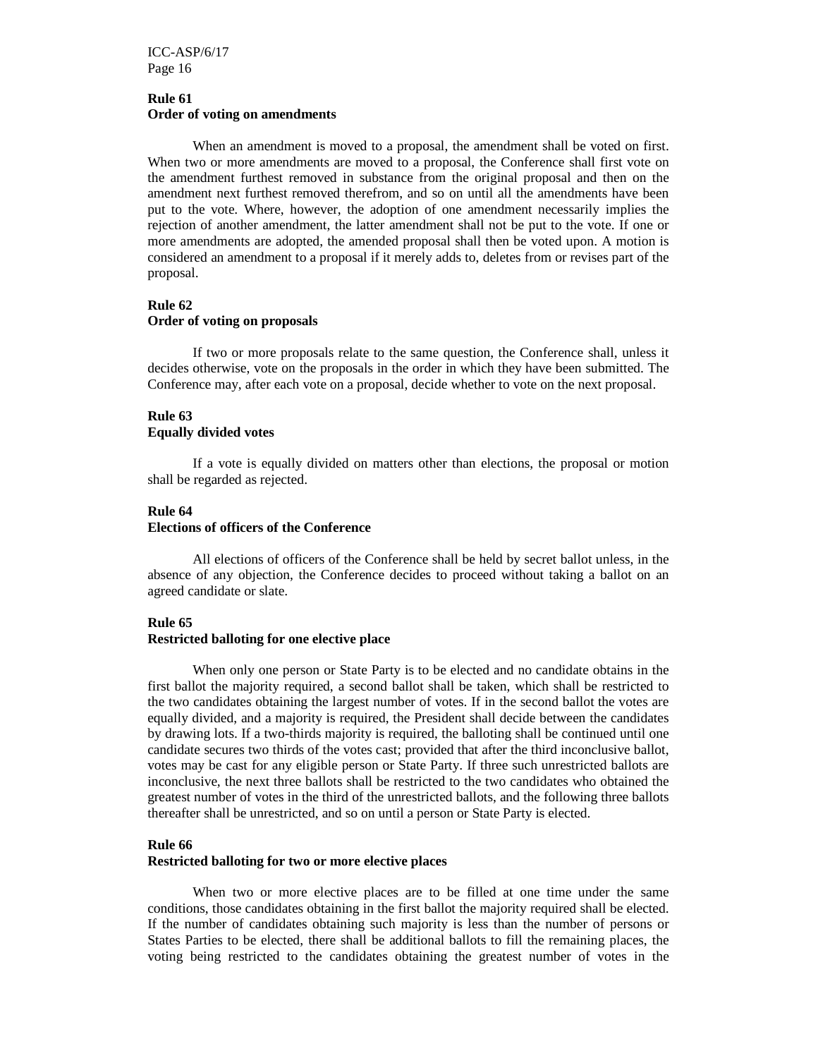**Rule 61**
**Order of voting on amendments**

When an amendment is moved to a proposal, the amendment shall be voted on first. When two or more amendments are moved to a proposal, the Conference shall first vote on the amendment furthest removed in substance from the original proposal and then on the amendment next furthest removed therefrom, and so on until all the amendments have been put to the vote. Where, however, the adoption of one amendment necessarily implies the rejection of another amendment, the latter amendment shall not be put to the vote. If one or more amendments are adopted, the amended proposal shall then be voted upon. A motion is considered an amendment to a proposal if it merely adds to, deletes from or revises part of the proposal.

**Rule 62**
**Order of voting on proposals**

If two or more proposals relate to the same question, the Conference shall, unless it decides otherwise, vote on the proposals in the order in which they have been submitted. The Conference may, after each vote on a proposal, decide whether to vote on the next proposal.

**Rule 63**
**Equally divided votes**

If a vote is equally divided on matters other than elections, the proposal or motion shall be regarded as rejected.

**Rule 64**
**Elections of officers of the Conference**

All elections of officers of the Conference shall be held by secret ballot unless, in the absence of any objection, the Conference decides to proceed without taking a ballot on an agreed candidate or slate.

**Rule 65**
**Restricted balloting for one elective place**

When only one person or State Party is to be elected and no candidate obtains in the first ballot the majority required, a second ballot shall be taken, which shall be restricted to the two candidates obtaining the largest number of votes. If in the second ballot the votes are equally divided, and a majority is required, the President shall decide between the candidates by drawing lots. If a two-thirds majority is required, the balloting shall be continued until one candidate secures two thirds of the votes cast; provided that after the third inconclusive ballot, votes may be cast for any eligible person or State Party. If three such unrestricted ballots are inconclusive, the next three ballots shall be restricted to the two candidates who obtained the greatest number of votes in the third of the unrestricted ballots, and the following three ballots thereafter shall be unrestricted, and so on until a person or State Party is elected.

**Rule 66**
**Restricted balloting for two or more elective places**

When two or more elective places are to be filled at one time under the same conditions, those candidates obtaining in the first ballot the majority required shall be elected. If the number of candidates obtaining such majority is less than the number of persons or States Parties to be elected, there shall be additional ballots to fill the remaining places, the voting being restricted to the candidates obtaining the greatest number of votes in the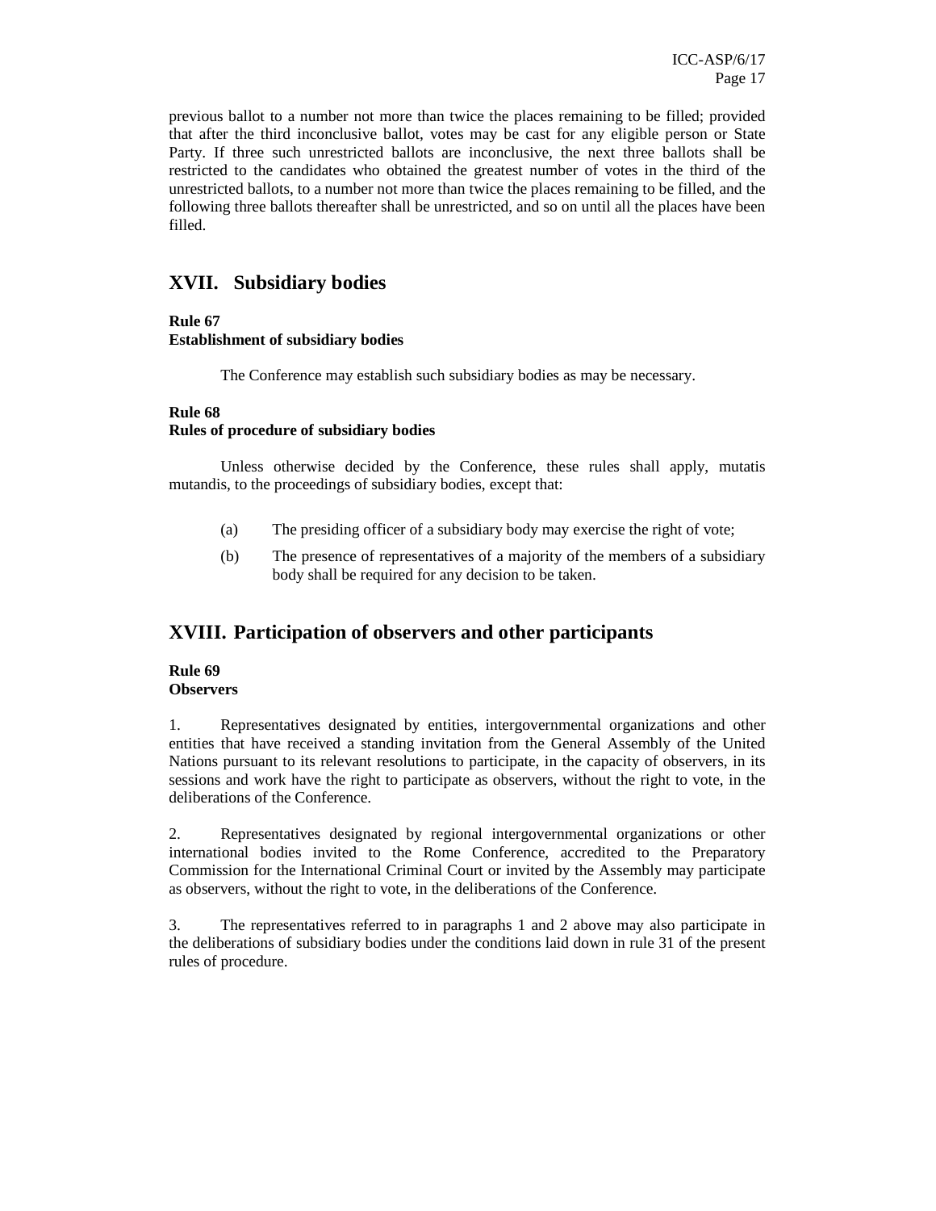previous ballot to a number not more than twice the places remaining to be filled; provided that after the third inconclusive ballot, votes may be cast for any eligible person or State Party. If three such unrestricted ballots are inconclusive, the next three ballots shall be restricted to the candidates who obtained the greatest number of votes in the third of the unrestricted ballots, to a number not more than twice the places remaining to be filled, and the following three ballots thereafter shall be unrestricted, and so on until all the places have been filled.

## XVII. Subsidiary bodies

**Rule 67**
**Establishment of subsidiary bodies**

The Conference may establish such subsidiary bodies as may be necessary.

**Rule 68**
**Rules of procedure of subsidiary bodies**

Unless otherwise decided by the Conference, these rules shall apply, mutatis mutandis, to the proceedings of subsidiary bodies, except that:

(a) The presiding officer of a subsidiary body may exercise the right of vote;

(b) The presence of representatives of a majority of the members of a subsidiary body shall be required for any decision to be taken.

## XVIII. Participation of observers and other participants

**Rule 69**
**Observers**

1. Representatives designated by entities, intergovernmental organizations and other entities that have received a standing invitation from the General Assembly of the United Nations pursuant to its relevant resolutions to participate, in the capacity of observers, in its sessions and work have the right to participate as observers, without the right to vote, in the deliberations of the Conference.

2. Representatives designated by regional intergovernmental organizations or other international bodies invited to the Rome Conference, accredited to the Preparatory Commission for the International Criminal Court or invited by the Assembly may participate as observers, without the right to vote, in the deliberations of the Conference.

3. The representatives referred to in paragraphs 1 and 2 above may also participate in the deliberations of subsidiary bodies under the conditions laid down in rule 31 of the present rules of procedure.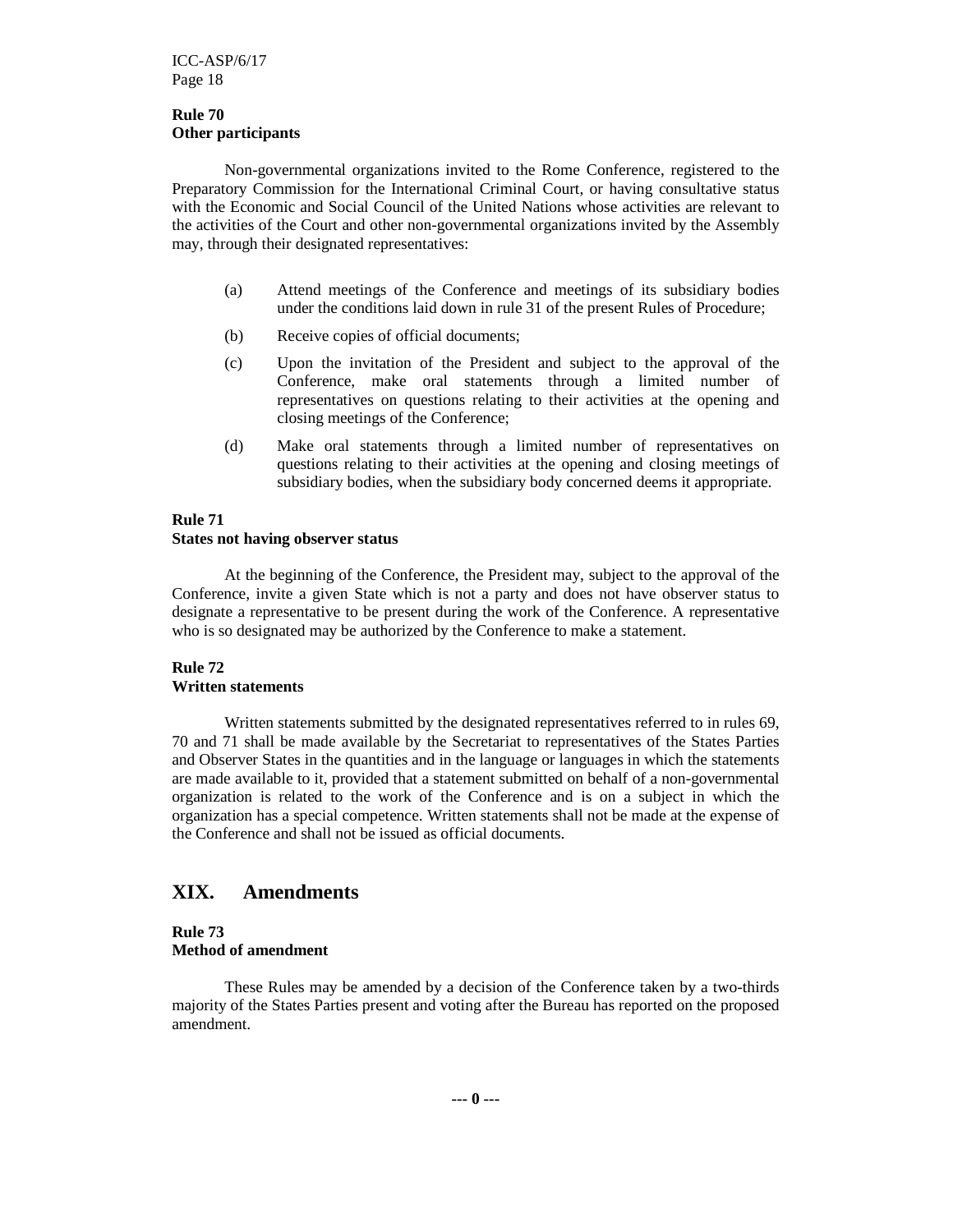**Rule 70**
**Other participants**

Non-governmental organizations invited to the Rome Conference, registered to the Preparatory Commission for the International Criminal Court, or having consultative status with the Economic and Social Council of the United Nations whose activities are relevant to the activities of the Court and other non-governmental organizations invited by the Assembly may, through their designated representatives:

(a) Attend meetings of the Conference and meetings of its subsidiary bodies under the conditions laid down in rule 31 of the present Rules of Procedure;

(b) Receive copies of official documents;

(c) Upon the invitation of the President and subject to the approval of the Conference, make oral statements through a limited number of representatives on questions relating to their activities at the opening and closing meetings of the Conference;

(d) Make oral statements through a limited number of representatives on questions relating to their activities at the opening and closing meetings of subsidiary bodies, when the subsidiary body concerned deems it appropriate.

**Rule 71**
**States not having observer status**

At the beginning of the Conference, the President may, subject to the approval of the Conference, invite a given State which is not a party and does not have observer status to designate a representative to be present during the work of the Conference. A representative who is so designated may be authorized by the Conference to make a statement.

**Rule 72**
**Written statements**

Written statements submitted by the designated representatives referred to in rules 69, 70 and 71 shall be made available by the Secretariat to representatives of the States Parties and Observer States in the quantities and in the language or languages in which the statements are made available to it, provided that a statement submitted on behalf of a non-governmental organization is related to the work of the Conference and is on a subject in which the organization has a special competence. Written statements shall not be made at the expense of the Conference and shall not be issued as official documents.

## XIX. Amendments

**Rule 73**
**Method of amendment**

These Rules may be amended by a decision of the Conference taken by a two-thirds majority of the States Parties present and voting after the Bureau has reported on the proposed amendment.

--- 0 ---